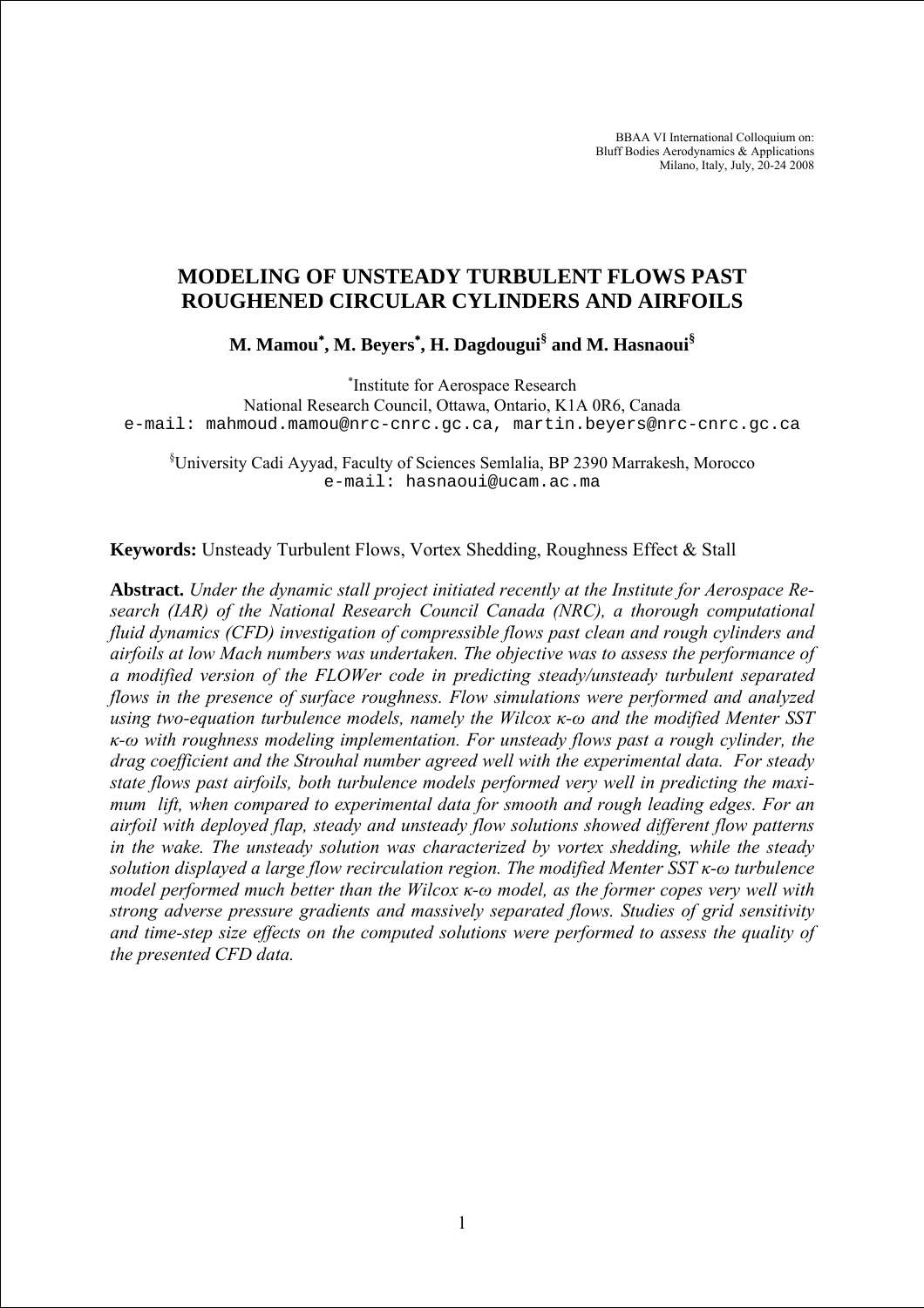BBAA VI International Colloquium on:
Bluff Bodies Aerodynamics & Applications
Milano, Italy, July, 20-24 2008

# MODELING OF UNSTEADY TURBULENT FLOWS PAST ROUGHENED CIRCULAR CYLINDERS AND AIRFOILS

**M. Mamou[*], M. Beyers[*], H. Dagdougui[§] and M. Hasnaoui[§]**

[*]Institute for Aerospace Research
National Research Council, Ottawa, Ontario, K1A 0R6, Canada
e-mail: mahmoud.mamou@nrc-cnrc.gc.ca, martin.beyers@nrc-cnrc.gc.ca

[§]University Cadi Ayyad, Faculty of Sciences Semlalia, BP 2390 Marrakesh, Morocco
e-mail: hasnaoui@ucam.ac.ma

**Keywords:** Unsteady Turbulent Flows, Vortex Shedding, Roughness Effect & Stall

**Abstract.** *Under the dynamic stall project initiated recently at the Institute for Aerospace Research (IAR) of the National Research Council Canada (NRC), a thorough computational fluid dynamics (CFD) investigation of compressible flows past clean and rough cylinders and airfoils at low Mach numbers was undertaken. The objective was to assess the performance of a modified version of the FLOWer code in predicting steady/unsteady turbulent separated flows in the presence of surface roughness. Flow simulations were performed and analyzed using two-equation turbulence models, namely the Wilcox κ-ω and the modified Menter SST κ-ω with roughness modeling implementation. For unsteady flows past a rough cylinder, the drag coefficient and the Strouhal number agreed well with the experimental data. For steady state flows past airfoils, both turbulence models performed very well in predicting the maximum lift, when compared to experimental data for smooth and rough leading edges. For an airfoil with deployed flap, steady and unsteady flow solutions showed different flow patterns in the wake. The unsteady solution was characterized by vortex shedding, while the steady solution displayed a large flow recirculation region. The modified Menter SST κ-ω turbulence model performed much better than the Wilcox κ-ω model, as the former copes very well with strong adverse pressure gradients and massively separated flows. Studies of grid sensitivity and time-step size effects on the computed solutions were performed to assess the quality of the presented CFD data.*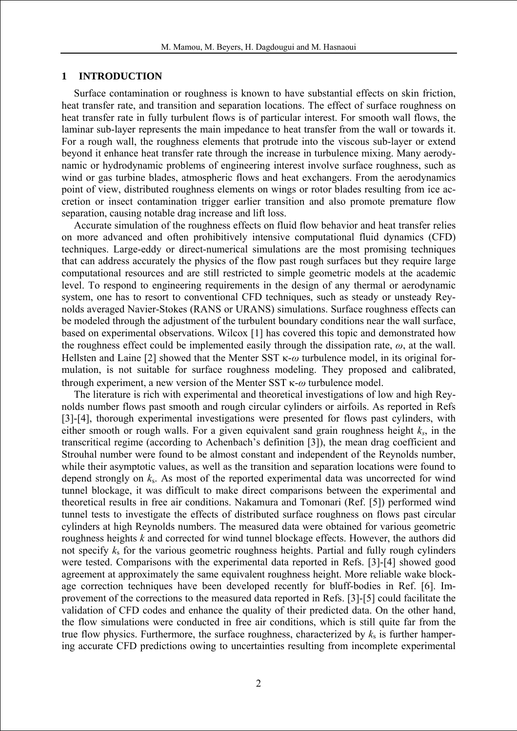## 1 INTRODUCTION

Surface contamination or roughness is known to have substantial effects on skin friction, heat transfer rate, and transition and separation locations. The effect of surface roughness on heat transfer rate in fully turbulent flows is of particular interest. For smooth wall flows, the laminar sub-layer represents the main impedance to heat transfer from the wall or towards it. For a rough wall, the roughness elements that protrude into the viscous sub-layer or extend beyond it enhance heat transfer rate through the increase in turbulence mixing. Many aerodynamic or hydrodynamic problems of engineering interest involve surface roughness, such as wind or gas turbine blades, atmospheric flows and heat exchangers. From the aerodynamics point of view, distributed roughness elements on wings or rotor blades resulting from ice accretion or insect contamination trigger earlier transition and also promote premature flow separation, causing notable drag increase and lift loss.

Accurate simulation of the roughness effects on fluid flow behavior and heat transfer relies on more advanced and often prohibitively intensive computational fluid dynamics (CFD) techniques. Large-eddy or direct-numerical simulations are the most promising techniques that can address accurately the physics of the flow past rough surfaces but they require large computational resources and are still restricted to simple geometric models at the academic level. To respond to engineering requirements in the design of any thermal or aerodynamic system, one has to resort to conventional CFD techniques, such as steady or unsteady Reynolds averaged Navier-Stokes (RANS or URANS) simulations. Surface roughness effects can be modeled through the adjustment of the turbulent boundary conditions near the wall surface, based on experimental observations. Wilcox [1] has covered this topic and demonstrated how the roughness effect could be implemented easily through the dissipation rate, $\omega$, at the wall. Hellsten and Laine [2] showed that the Menter SST $\kappa$-$\omega$ turbulence model, in its original formulation, is not suitable for surface roughness modeling. They proposed and calibrated, through experiment, a new version of the Menter SST $\kappa$-$\omega$ turbulence model.

The literature is rich with experimental and theoretical investigations of low and high Reynolds number flows past smooth and rough circular cylinders or airfoils. As reported in Refs [3]-[4], thorough experimental investigations were presented for flows past cylinders, with either smooth or rough walls. For a given equivalent sand grain roughness height $k_s$, in the transcritical regime (according to Achenbach's definition [3]), the mean drag coefficient and Strouhal number were found to be almost constant and independent of the Reynolds number, while their asymptotic values, as well as the transition and separation locations were found to depend strongly on $k_s$. As most of the reported experimental data was uncorrected for wind tunnel blockage, it was difficult to make direct comparisons between the experimental and theoretical results in free air conditions. Nakamura and Tomonari (Ref. [5]) performed wind tunnel tests to investigate the effects of distributed surface roughness on flows past circular cylinders at high Reynolds numbers. The measured data were obtained for various geometric roughness heights $k$ and corrected for wind tunnel blockage effects. However, the authors did not specify $k_s$ for the various geometric roughness heights. Partial and fully rough cylinders were tested. Comparisons with the experimental data reported in Refs. [3]-[4] showed good agreement at approximately the same equivalent roughness height. More reliable wake blockage correction techniques have been developed recently for bluff-bodies in Ref. [6]. Improvement of the corrections to the measured data reported in Refs. [3]-[5] could facilitate the validation of CFD codes and enhance the quality of their predicted data. On the other hand, the flow simulations were conducted in free air conditions, which is still quite far from the true flow physics. Furthermore, the surface roughness, characterized by $k_s$ is further hampering accurate CFD predictions owing to uncertainties resulting from incomplete experimental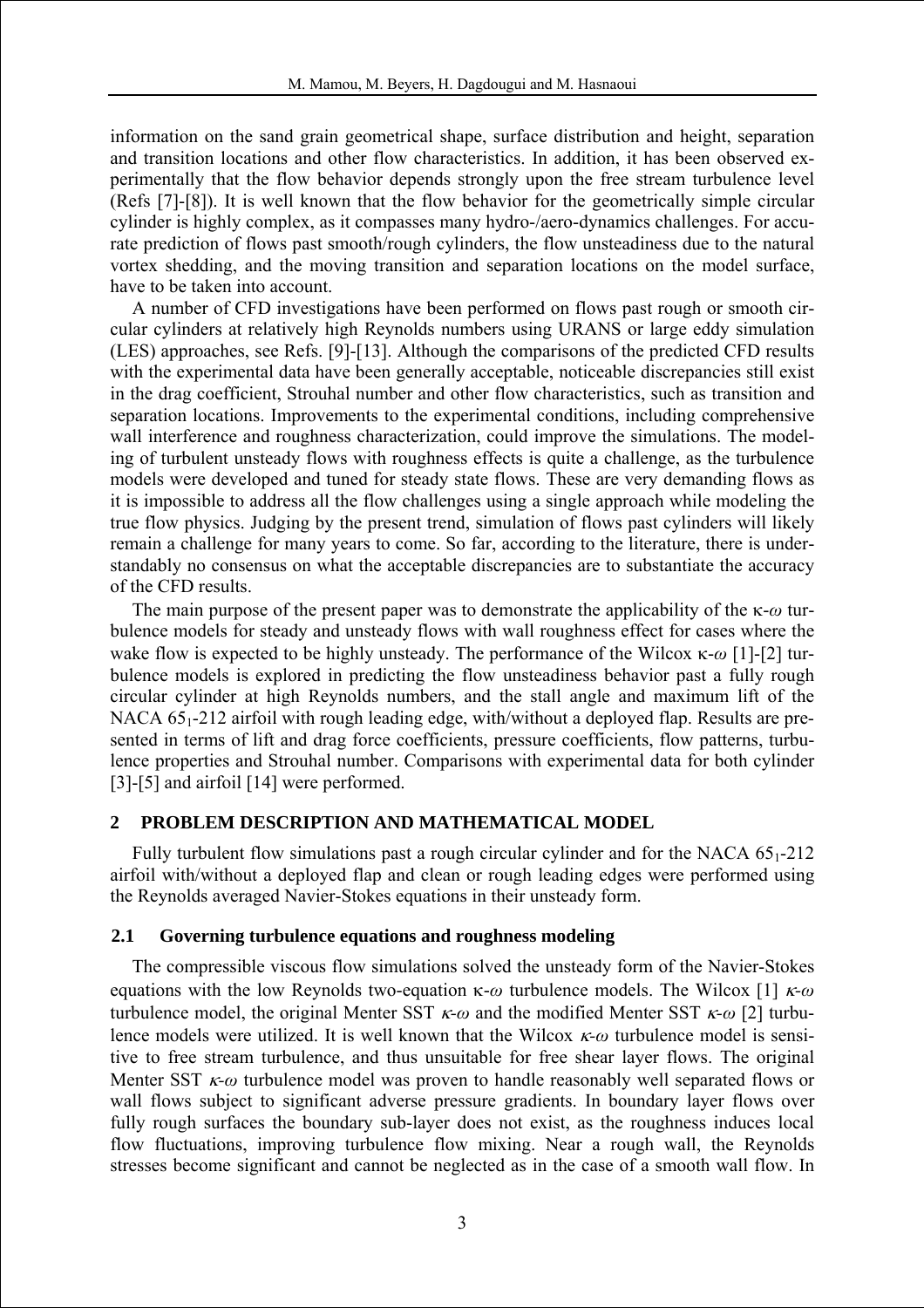information on the sand grain geometrical shape, surface distribution and height, separation and transition locations and other flow characteristics. In addition, it has been observed experimentally that the flow behavior depends strongly upon the free stream turbulence level (Refs [7]-[8]). It is well known that the flow behavior for the geometrically simple circular cylinder is highly complex, as it compasses many hydro-/aero-dynamics challenges. For accurate prediction of flows past smooth/rough cylinders, the flow unsteadiness due to the natural vortex shedding, and the moving transition and separation locations on the model surface, have to be taken into account.

A number of CFD investigations have been performed on flows past rough or smooth circular cylinders at relatively high Reynolds numbers using URANS or large eddy simulation (LES) approaches, see Refs. [9]-[13]. Although the comparisons of the predicted CFD results with the experimental data have been generally acceptable, noticeable discrepancies still exist in the drag coefficient, Strouhal number and other flow characteristics, such as transition and separation locations. Improvements to the experimental conditions, including comprehensive wall interference and roughness characterization, could improve the simulations. The modeling of turbulent unsteady flows with roughness effects is quite a challenge, as the turbulence models were developed and tuned for steady state flows. These are very demanding flows as it is impossible to address all the flow challenges using a single approach while modeling the true flow physics. Judging by the present trend, simulation of flows past cylinders will likely remain a challenge for many years to come. So far, according to the literature, there is understandably no consensus on what the acceptable discrepancies are to substantiate the accuracy of the CFD results.

The main purpose of the present paper was to demonstrate the applicability of the $\kappa$-$\omega$ turbulence models for steady and unsteady flows with wall roughness effect for cases where the wake flow is expected to be highly unsteady. The performance of the Wilcox $\kappa$-$\omega$ [1]-[2] turbulence models is explored in predicting the flow unsteadiness behavior past a fully rough circular cylinder at high Reynolds numbers, and the stall angle and maximum lift of the NACA $65_1$-212 airfoil with rough leading edge, with/without a deployed flap. Results are presented in terms of lift and drag force coefficients, pressure coefficients, flow patterns, turbulence properties and Strouhal number. Comparisons with experimental data for both cylinder [3]-[5] and airfoil [14] were performed.

## 2 PROBLEM DESCRIPTION AND MATHEMATICAL MODEL

Fully turbulent flow simulations past a rough circular cylinder and for the NACA $65_1$-212 airfoil with/without a deployed flap and clean or rough leading edges were performed using the Reynolds averaged Navier-Stokes equations in their unsteady form.

### 2.1 Governing turbulence equations and roughness modeling

The compressible viscous flow simulations solved the unsteady form of the Navier-Stokes equations with the low Reynolds two-equation $\kappa$-$\omega$ turbulence models. The Wilcox [1] $\kappa$-$\omega$ turbulence model, the original Menter SST $\kappa$-$\omega$ and the modified Menter SST $\kappa$-$\omega$ [2] turbulence models were utilized. It is well known that the Wilcox $\kappa$-$\omega$ turbulence model is sensitive to free stream turbulence, and thus unsuitable for free shear layer flows. The original Menter SST $\kappa$-$\omega$ turbulence model was proven to handle reasonably well separated flows or wall flows subject to significant adverse pressure gradients. In boundary layer flows over fully rough surfaces the boundary sub-layer does not exist, as the roughness induces local flow fluctuations, improving turbulence flow mixing. Near a rough wall, the Reynolds stresses become significant and cannot be neglected as in the case of a smooth wall flow. In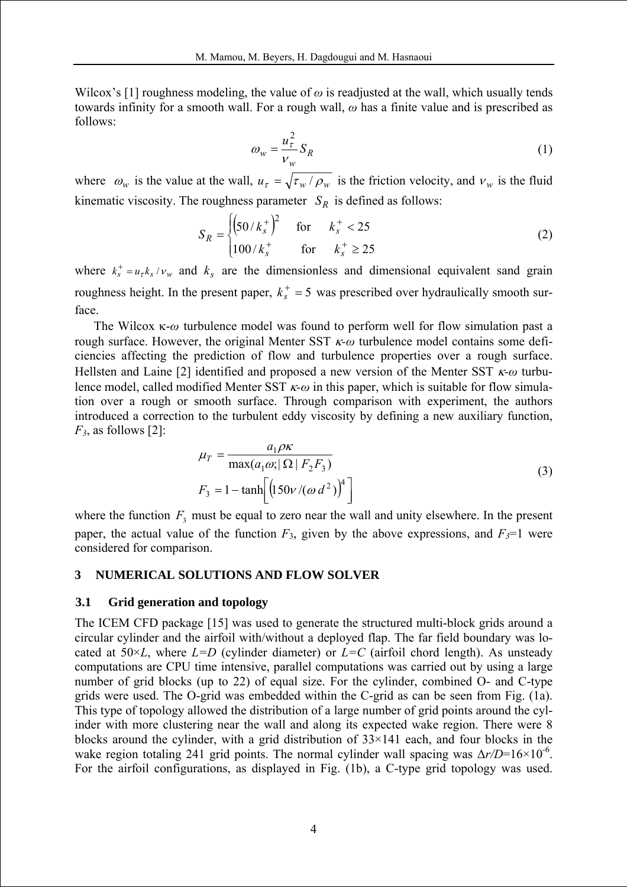Wilcox's [1] roughness modeling, the value of $\omega$ is readjusted at the wall, which usually tends towards infinity for a smooth wall. For a rough wall, $\omega$ has a finite value and is prescribed as follows:

$$\omega_w = \frac{u_\tau^2}{\nu_w} S_R \tag{1}$$

where $\omega_w$ is the value at the wall, $u_\tau = \sqrt{\tau_w / \rho_w}$ is the friction velocity, and $\nu_w$ is the fluid kinematic viscosity. The roughness parameter $S_R$ is defined as follows:

$$S_R = \begin{cases} \left(50 / k_s^+\right)^2 & \text{for} \quad k_s^+ < 25 \\ 100 / k_s^+ & \text{for} \quad k_s^+ \geq 25 \end{cases} \tag{2}$$

where $k_s^+ = u_\tau k_s / \nu_w$ and $k_s$ are the dimensionless and dimensional equivalent sand grain roughness height. In the present paper, $k_s^+ = 5$ was prescribed over hydraulically smooth surface.

The Wilcox $\kappa$-$\omega$ turbulence model was found to perform well for flow simulation past a rough surface. However, the original Menter SST $\kappa$-$\omega$ turbulence model contains some deficiencies affecting the prediction of flow and turbulence properties over a rough surface. Hellsten and Laine [2] identified and proposed a new version of the Menter SST $\kappa$-$\omega$ turbulence model, called modified Menter SST $\kappa$-$\omega$ in this paper, which is suitable for flow simulation over a rough or smooth surface. Through comparison with experiment, the authors introduced a correction to the turbulent eddy viscosity by defining a new auxiliary function, $F_3$, as follows [2]:

$$\begin{aligned} \mu_T &= \frac{a_1 \rho \kappa}{\max(a_1 \omega; |\Omega| F_2 F_3)} \\ F_3 &= 1 - \tanh\left[\left(150 \nu / (\omega d^2)\right)^4\right] \end{aligned} \tag{3}$$

where the function $F_3$ must be equal to zero near the wall and unity elsewhere. In the present paper, the actual value of the function $F_3$, given by the above expressions, and $F_3$=1 were considered for comparison.

## 3 NUMERICAL SOLUTIONS AND FLOW SOLVER

### 3.1 Grid generation and topology

The ICEM CFD package [15] was used to generate the structured multi-block grids around a circular cylinder and the airfoil with/without a deployed flap. The far field boundary was located at $50 \times L$, where $L=D$ (cylinder diameter) or $L=C$ (airfoil chord length). As unsteady computations are CPU time intensive, parallel computations was carried out by using a large number of grid blocks (up to 22) of equal size. For the cylinder, combined O- and C-type grids were used. The O-grid was embedded within the C-grid as can be seen from Fig. (1a). This type of topology allowed the distribution of a large number of grid points around the cylinder with more clustering near the wall and along its expected wake region. There were 8 blocks around the cylinder, with a grid distribution of 33×141 each, and four blocks in the wake region totaling 241 grid points. The normal cylinder wall spacing was $\Delta r/D = 16 \times 10^{-6}$. For the airfoil configurations, as displayed in Fig. (1b), a C-type grid topology was used.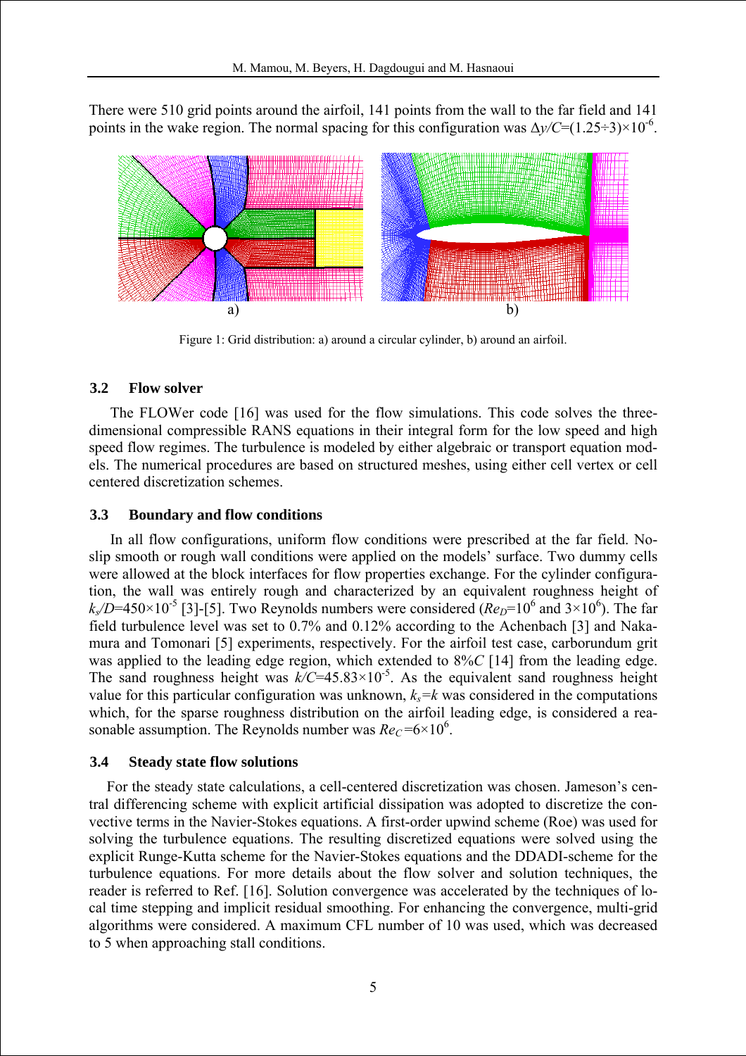There were 510 grid points around the airfoil, 141 points from the wall to the far field and 141 points in the wake region. The normal spacing for this configuration was $\Delta y/C=(1.25\div3)\times10^{-6}$.

Figure 1: Grid distribution: a) around a circular cylinder, b) around an airfoil.

### 3.2 Flow solver

The FLOWer code [16] was used for the flow simulations. This code solves the three-dimensional compressible RANS equations in their integral form for the low speed and high speed flow regimes. The turbulence is modeled by either algebraic or transport equation models. The numerical procedures are based on structured meshes, using either cell vertex or cell centered discretization schemes.

### 3.3 Boundary and flow conditions

In all flow configurations, uniform flow conditions were prescribed at the far field. No-slip smooth or rough wall conditions were applied on the models' surface. Two dummy cells were allowed at the block interfaces for flow properties exchange. For the cylinder configuration, the wall was entirely rough and characterized by an equivalent roughness height of $k_s/D=450\times10^{-5}$ [3]-[5]. Two Reynolds numbers were considered ($Re_D=10^6$ and $3\times10^6$). The far field turbulence level was set to 0.7% and 0.12% according to the Achenbach [3] and Nakamura and Tomonari [5] experiments, respectively. For the airfoil test case, carborundum grit was applied to the leading edge region, which extended to 8%*C* [14] from the leading edge. The sand roughness height was $k/C=45.83\times10^{-5}$. As the equivalent sand roughness height value for this particular configuration was unknown, $k_s=k$ was considered in the computations which, for the sparse roughness distribution on the airfoil leading edge, is considered a reasonable assumption. The Reynolds number was $Re_C=6\times10^6$.

### 3.4 Steady state flow solutions

For the steady state calculations, a cell-centered discretization was chosen. Jameson's central differencing scheme with explicit artificial dissipation was adopted to discretize the convective terms in the Navier-Stokes equations. A first-order upwind scheme (Roe) was used for solving the turbulence equations. The resulting discretized equations were solved using the explicit Runge-Kutta scheme for the Navier-Stokes equations and the DDADI-scheme for the turbulence equations. For more details about the flow solver and solution techniques, the reader is referred to Ref. [16]. Solution convergence was accelerated by the techniques of local time stepping and implicit residual smoothing. For enhancing the convergence, multi-grid algorithms were considered. A maximum CFL number of 10 was used, which was decreased to 5 when approaching stall conditions.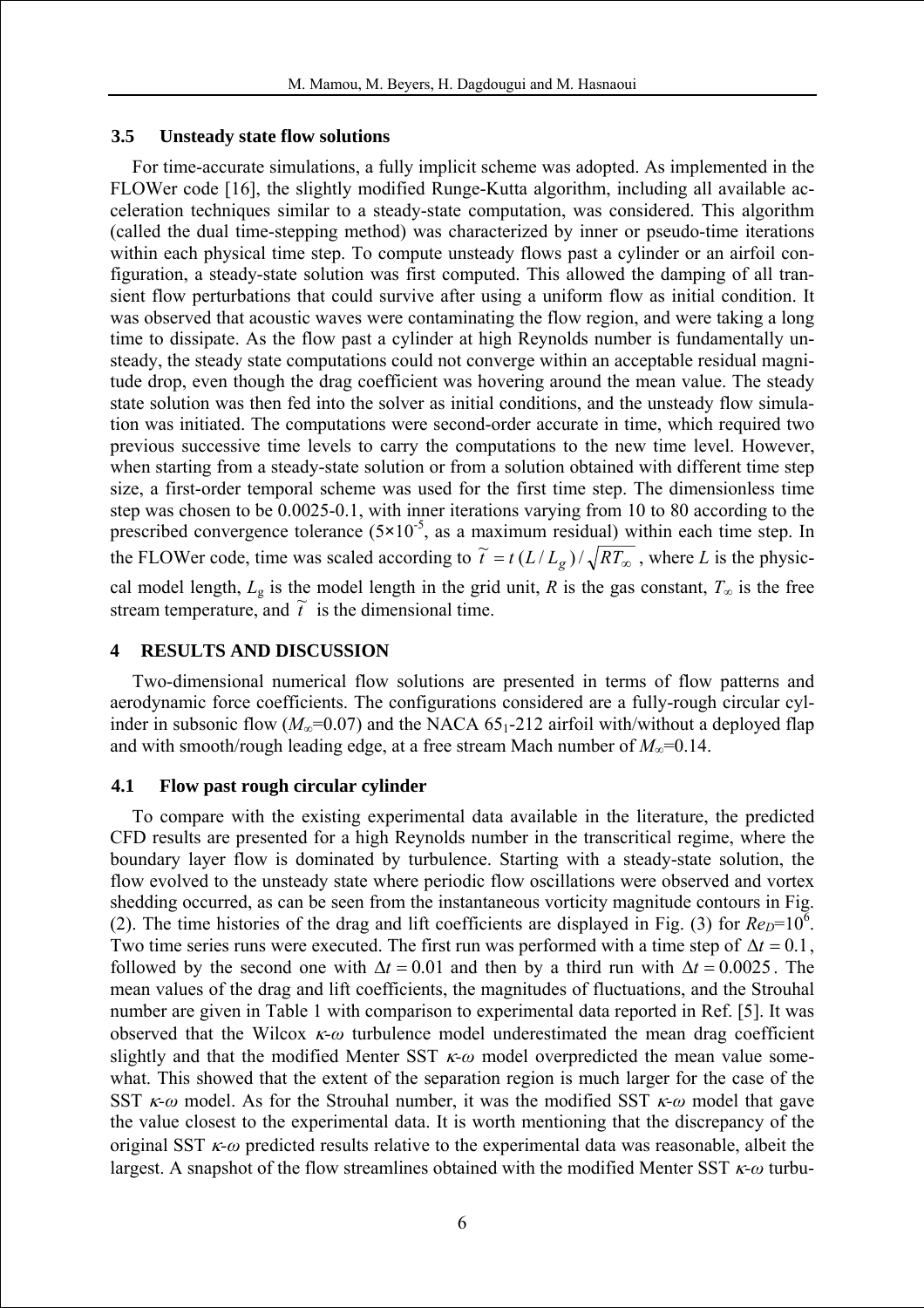### 3.5 Unsteady state flow solutions

For time-accurate simulations, a fully implicit scheme was adopted. As implemented in the FLOWer code [16], the slightly modified Runge-Kutta algorithm, including all available acceleration techniques similar to a steady-state computation, was considered. This algorithm (called the dual time-stepping method) was characterized by inner or pseudo-time iterations within each physical time step. To compute unsteady flows past a cylinder or an airfoil configuration, a steady-state solution was first computed. This allowed the damping of all transient flow perturbations that could survive after using a uniform flow as initial condition. It was observed that acoustic waves were contaminating the flow region, and were taking a long time to dissipate. As the flow past a cylinder at high Reynolds number is fundamentally unsteady, the steady state computations could not converge within an acceptable residual magnitude drop, even though the drag coefficient was hovering around the mean value. The steady state solution was then fed into the solver as initial conditions, and the unsteady flow simulation was initiated. The computations were second-order accurate in time, which required two previous successive time levels to carry the computations to the new time level. However, when starting from a steady-state solution or from a solution obtained with different time step size, a first-order temporal scheme was used for the first time step. The dimensionless time step was chosen to be 0.0025-0.1, with inner iterations varying from 10 to 80 according to the prescribed convergence tolerance ($5\times10^{-5}$, as a maximum residual) within each time step. In the FLOWer code, time was scaled according to $\tilde{t} = t\,(L/L_g)/\sqrt{RT_\infty}$, where $L$ is the physical model length, $L_g$ is the model length in the grid unit, $R$ is the gas constant, $T_\infty$ is the free stream temperature, and $\tilde{t}$ is the dimensional time.

## 4 RESULTS AND DISCUSSION

Two-dimensional numerical flow solutions are presented in terms of flow patterns and aerodynamic force coefficients. The configurations considered are a fully-rough circular cylinder in subsonic flow ($M_\infty$=0.07) and the NACA $65_1$-212 airfoil with/without a deployed flap and with smooth/rough leading edge, at a free stream Mach number of $M_\infty$=0.14.

### 4.1 Flow past rough circular cylinder

To compare with the existing experimental data available in the literature, the predicted CFD results are presented for a high Reynolds number in the transcritical regime, where the boundary layer flow is dominated by turbulence. Starting with a steady-state solution, the flow evolved to the unsteady state where periodic flow oscillations were observed and vortex shedding occurred, as can be seen from the instantaneous vorticity magnitude contours in Fig. (2). The time histories of the drag and lift coefficients are displayed in Fig. (3) for $Re_D$=$10^6$. Two time series runs were executed. The first run was performed with a time step of $\Delta t = 0.1$, followed by the second one with $\Delta t = 0.01$ and then by a third run with $\Delta t = 0.0025$. The mean values of the drag and lift coefficients, the magnitudes of fluctuations, and the Strouhal number are given in Table 1 with comparison to experimental data reported in Ref. [5]. It was observed that the Wilcox $\kappa$-$\omega$ turbulence model underestimated the mean drag coefficient slightly and that the modified Menter SST $\kappa$-$\omega$ model overpredicted the mean value somewhat. This showed that the extent of the separation region is much larger for the case of the SST $\kappa$-$\omega$ model. As for the Strouhal number, it was the modified SST $\kappa$-$\omega$ model that gave the value closest to the experimental data. It is worth mentioning that the discrepancy of the original SST $\kappa$-$\omega$ predicted results relative to the experimental data was reasonable, albeit the largest. A snapshot of the flow streamlines obtained with the modified Menter SST $\kappa$-$\omega$ turbu-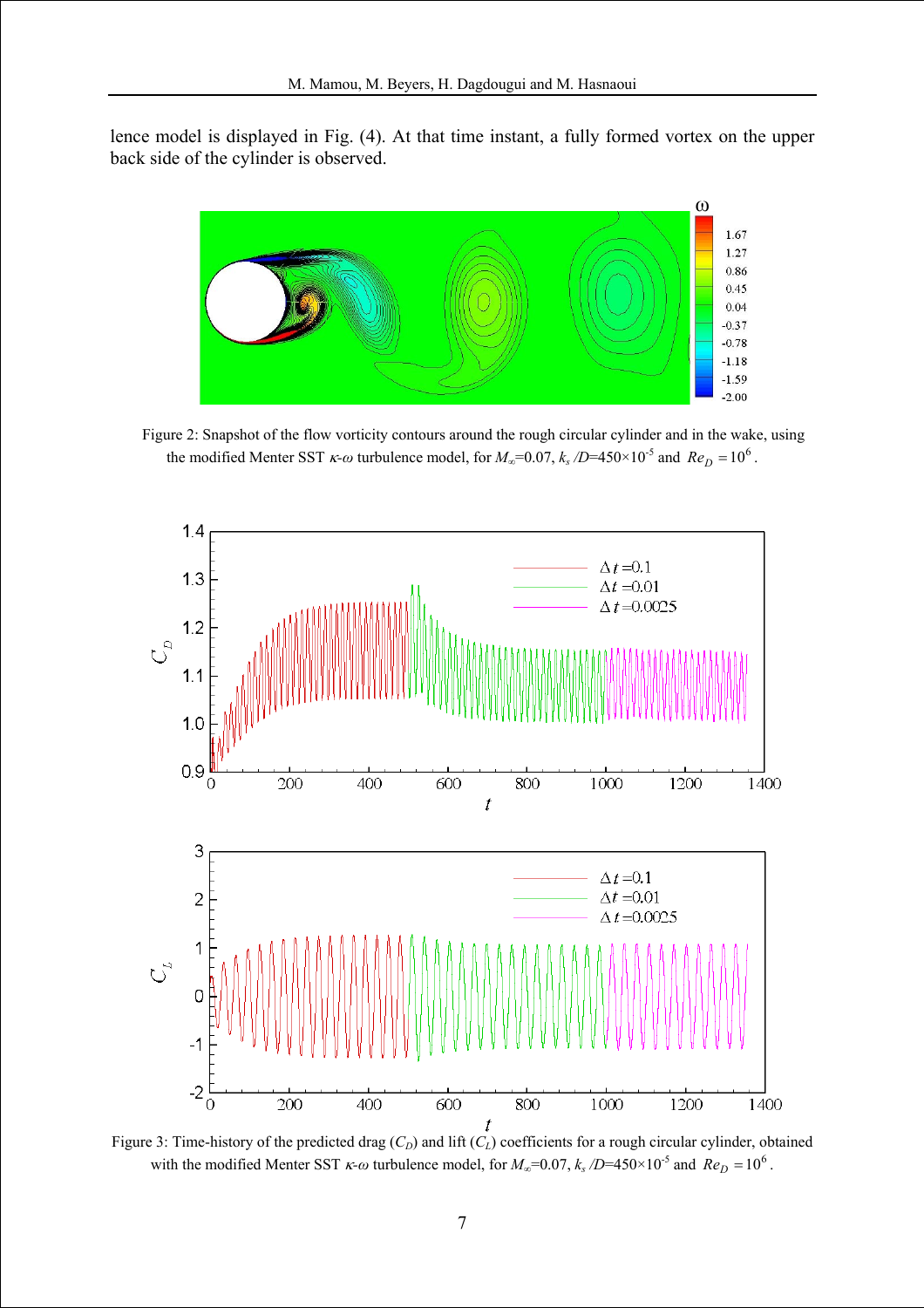lence model is displayed in Fig. (4). At that time instant, a fully formed vortex on the upper back side of the cylinder is observed.

Figure 2: Snapshot of the flow vorticity contours around the rough circular cylinder and in the wake, using the modified Menter SST $\kappa$-$\omega$ turbulence model, for $M_\infty$=0.07, $k_s$ /$D$=450×10$^{-5}$ and $Re_D = 10^6$.

Figure 3: Time-history of the predicted drag ($C_D$) and lift ($C_L$) coefficients for a rough circular cylinder, obtained with the modified Menter SST $\kappa$-$\omega$ turbulence model, for $M_\infty$=0.07, $k_s$ /$D$=450×10$^{-5}$ and $Re_D = 10^6$.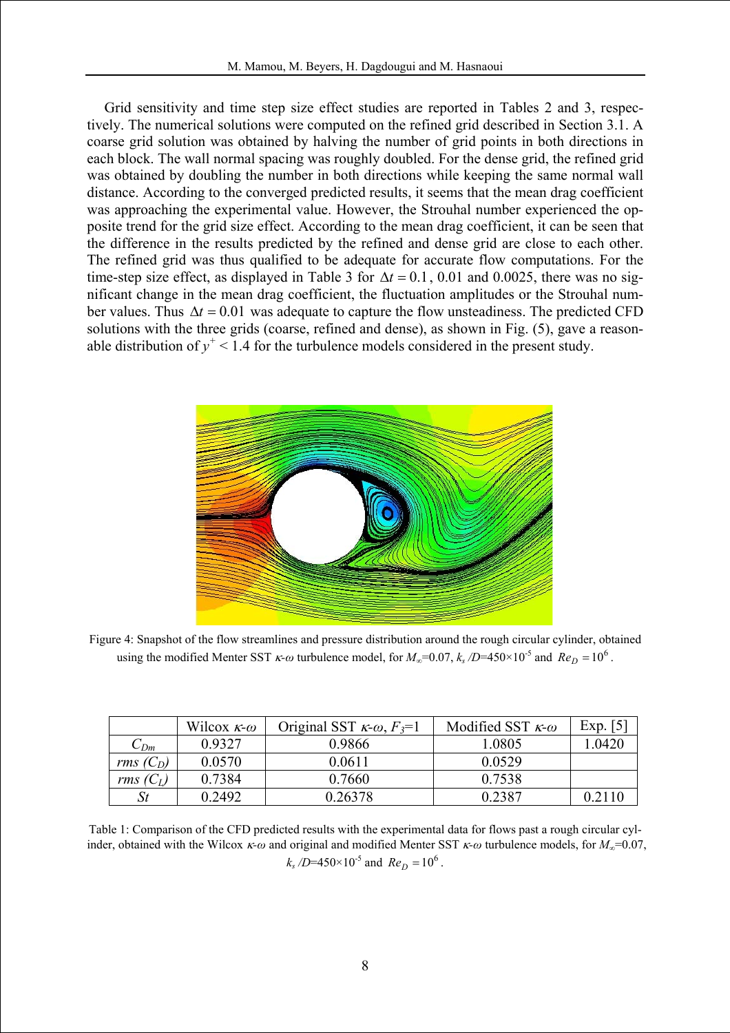Grid sensitivity and time step size effect studies are reported in Tables 2 and 3, respectively. The numerical solutions were computed on the refined grid described in Section 3.1. A coarse grid solution was obtained by halving the number of grid points in both directions in each block. The wall normal spacing was roughly doubled. For the dense grid, the refined grid was obtained by doubling the number in both directions while keeping the same normal wall distance. According to the converged predicted results, it seems that the mean drag coefficient was approaching the experimental value. However, the Strouhal number experienced the opposite trend for the grid size effect. According to the mean drag coefficient, it can be seen that the difference in the results predicted by the refined and dense grid are close to each other. The refined grid was thus qualified to be adequate for accurate flow computations. For the time-step size effect, as displayed in Table 3 for $\Delta t = 0.1$, 0.01 and 0.0025, there was no significant change in the mean drag coefficient, the fluctuation amplitudes or the Strouhal number values. Thus $\Delta t = 0.01$ was adequate to capture the flow unsteadiness. The predicted CFD solutions with the three grids (coarse, refined and dense), as shown in Fig. (5), gave a reasonable distribution of $y^+ < 1.4$ for the turbulence models considered in the present study.

Figure 4: Snapshot of the flow streamlines and pressure distribution around the rough circular cylinder, obtained using the modified Menter SST $\kappa$-$\omega$ turbulence model, for $M_\infty$=0.07, $k_s/D$=450×10$^{-5}$ and $Re_D = 10^6$.

| | Wilcox $\kappa$-$\omega$ | Original SST $\kappa$-$\omega$, $F_3$=1 | Modified SST $\kappa$-$\omega$ | Exp. [5] |
|---|---|---|---|---|
| $C_{Dm}$ | 0.9327 | 0.9866 | 1.0805 | 1.0420 |
| $rms\ (C_D)$ | 0.0570 | 0.0611 | 0.0529 | |
| $rms\ (C_L)$ | 0.7384 | 0.7660 | 0.7538 | |
| $St$ | 0.2492 | 0.26378 | 0.2387 | 0.2110 |

Table 1: Comparison of the CFD predicted results with the experimental data for flows past a rough circular cylinder, obtained with the Wilcox $\kappa$-$\omega$ and original and modified Menter SST $\kappa$-$\omega$ turbulence models, for $M_\infty$=0.07, $k_s/D$=450×10$^{-5}$ and $Re_D = 10^6$.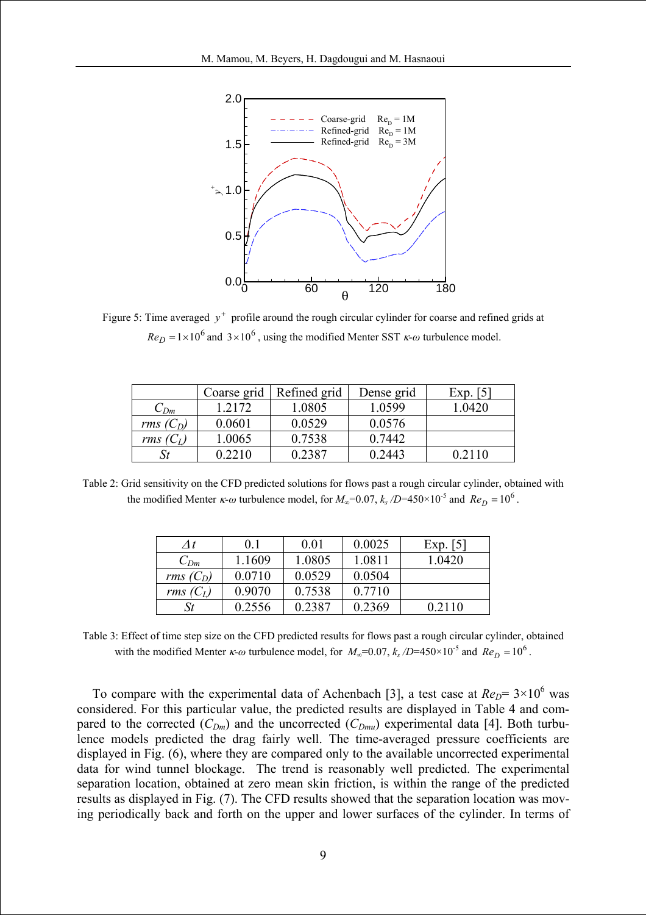Figure 5: Time averaged $y^+$ profile around the rough circular cylinder for coarse and refined grids at $Re_D = 1\times10^6$ and $3\times10^6$, using the modified Menter SST $\kappa$-$\omega$ turbulence model.

|  | Coarse grid | Refined grid | Dense grid | Exp. [5] |
|---|---|---|---|---|
| $C_{Dm}$ | 1.2172 | 1.0805 | 1.0599 | 1.0420 |
| $rms\ (C_D)$ | 0.0601 | 0.0529 | 0.0576 |  |
| $rms\ (C_L)$ | 1.0065 | 0.7538 | 0.7442 |  |
| $St$ | 0.2210 | 0.2387 | 0.2443 | 0.2110 |

Table 2: Grid sensitivity on the CFD predicted solutions for flows past a rough circular cylinder, obtained with the modified Menter $\kappa$-$\omega$ turbulence model, for $M_\infty$=0.07, $k_s/D$=450×10$^{-5}$ and $Re_D = 10^6$.

| $\Delta t$ | 0.1 | 0.01 | 0.0025 | Exp. [5] |
|---|---|---|---|---|
| $C_{Dm}$ | 1.1609 | 1.0805 | 1.0811 | 1.0420 |
| $rms\ (C_D)$ | 0.0710 | 0.0529 | 0.0504 |  |
| $rms\ (C_L)$ | 0.9070 | 0.7538 | 0.7710 |  |
| $St$ | 0.2556 | 0.2387 | 0.2369 | 0.2110 |

Table 3: Effect of time step size on the CFD predicted results for flows past a rough circular cylinder, obtained with the modified Menter $\kappa$-$\omega$ turbulence model, for $M_\infty$=0.07, $k_s/D$=450×10$^{-5}$ and $Re_D = 10^6$.

To compare with the experimental data of Achenbach [3], a test case at $Re_D$= 3×10$^6$ was considered. For this particular value, the predicted results are displayed in Table 4 and compared to the corrected ($C_{Dm}$) and the uncorrected ($C_{Dmu}$) experimental data [4]. Both turbulence models predicted the drag fairly well. The time-averaged pressure coefficients are displayed in Fig. (6), where they are compared only to the available uncorrected experimental data for wind tunnel blockage. The trend is reasonably well predicted. The experimental separation location, obtained at zero mean skin friction, is within the range of the predicted results as displayed in Fig. (7). The CFD results showed that the separation location was moving periodically back and forth on the upper and lower surfaces of the cylinder. In terms of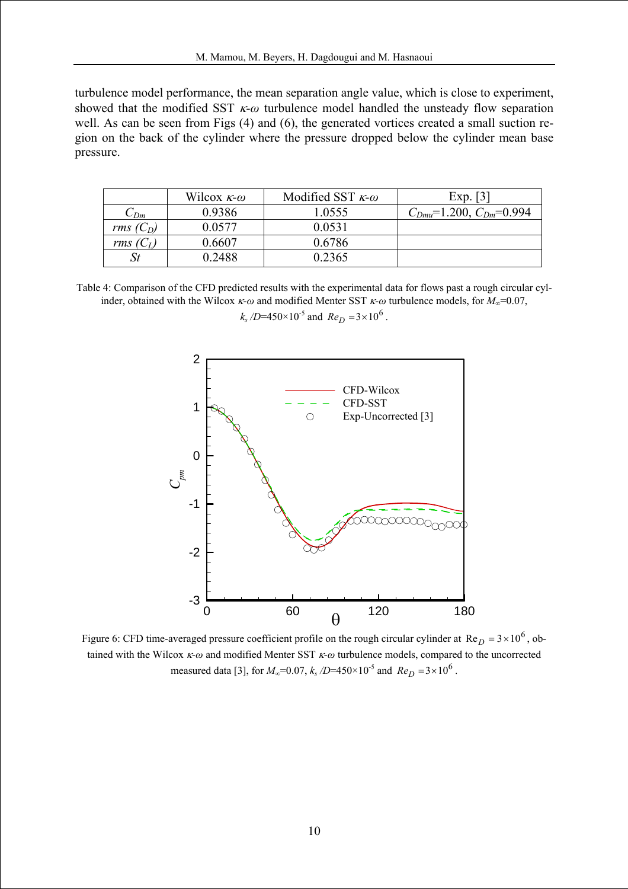turbulence model performance, the mean separation angle value, which is close to experiment, showed that the modified SST $\kappa$-$\omega$ turbulence model handled the unsteady flow separation well. As can be seen from Figs (4) and (6), the generated vortices created a small suction region on the back of the cylinder where the pressure dropped below the cylinder mean base pressure.

| | Wilcox $\kappa$-$\omega$ | Modified SST $\kappa$-$\omega$ | Exp. [3] |
|---|---|---|---|
| $C_{Dm}$ | 0.9386 | 1.0555 | $C_{Dmu}$=1.200, $C_{Dm}$=0.994 |
| $rms\ (C_D)$ | 0.0577 | 0.0531 | |
| $rms\ (C_L)$ | 0.6607 | 0.6786 | |
| $St$ | 0.2488 | 0.2365 | |

Table 4: Comparison of the CFD predicted results with the experimental data for flows past a rough circular cylinder, obtained with the Wilcox $\kappa$-$\omega$ and modified Menter SST $\kappa$-$\omega$ turbulence models, for $M_\infty$=0.07, $k_s/D$=450×10$^{-5}$ and $Re_D = 3\times10^6$.

Figure 6: CFD time-averaged pressure coefficient profile on the rough circular cylinder at $\mathrm{Re}_D = 3\times10^6$, obtained with the Wilcox $\kappa$-$\omega$ and modified Menter SST $\kappa$-$\omega$ turbulence models, compared to the uncorrected measured data [3], for $M_\infty$=0.07, $k_s/D$=450×10$^{-5}$ and $Re_D = 3\times10^6$.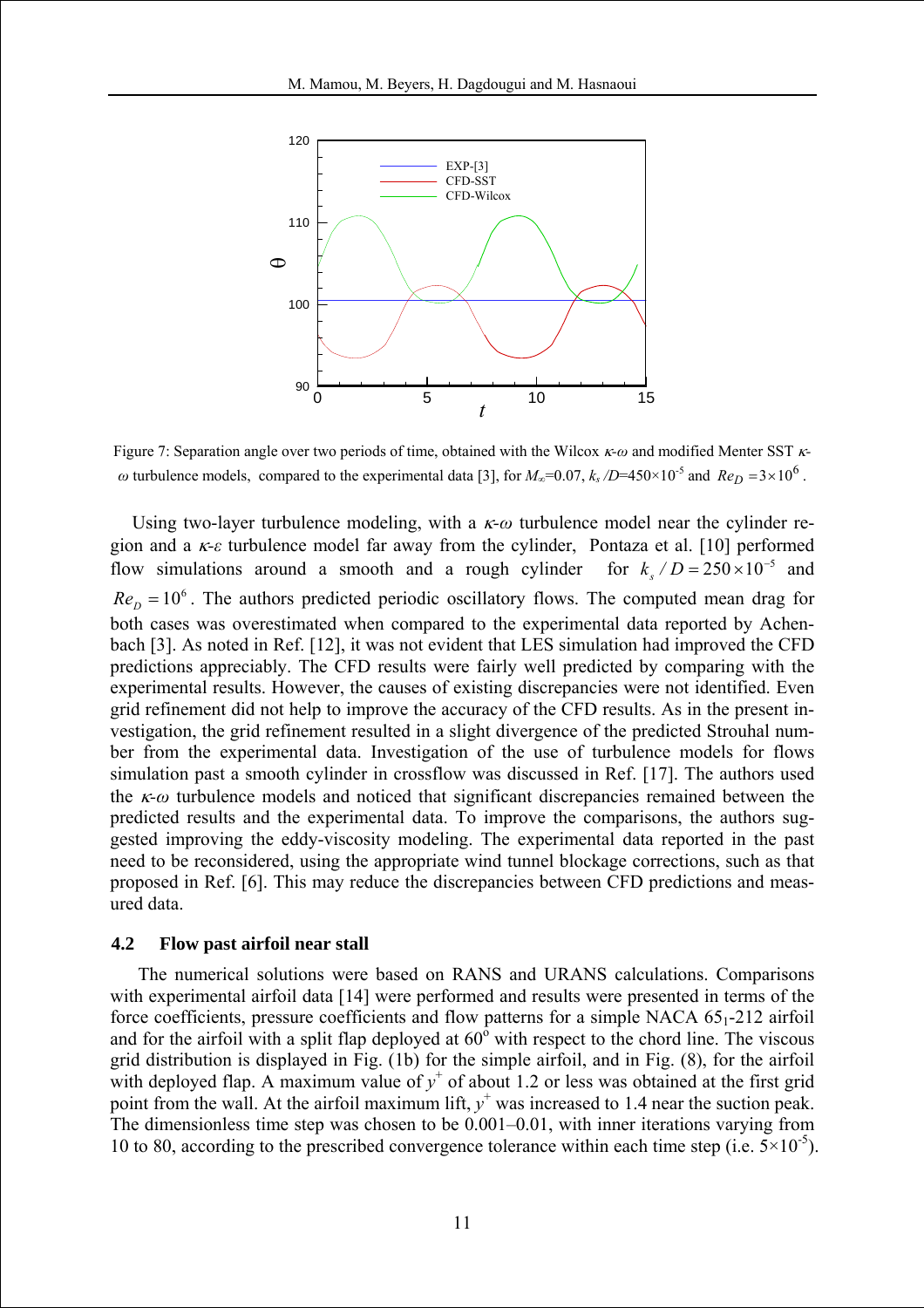Figure 7: Separation angle over two periods of time, obtained with the Wilcox $\kappa$-$\omega$ and modified Menter SST $\kappa$-$\omega$ turbulence models, compared to the experimental data [3], for $M_\infty$=0.07, $k_s/D$=450×10$^{-5}$ and $Re_D = 3\times10^6$.

Using two-layer turbulence modeling, with a $\kappa$-$\omega$ turbulence model near the cylinder region and a $\kappa$-$\varepsilon$ turbulence model far away from the cylinder, Pontaza et al. [10] performed flow simulations around a smooth and a rough cylinder for $k_s/D = 250\times10^{-5}$ and $Re_D = 10^6$. The authors predicted periodic oscillatory flows. The computed mean drag for both cases was overestimated when compared to the experimental data reported by Achenbach [3]. As noted in Ref. [12], it was not evident that LES simulation had improved the CFD predictions appreciably. The CFD results were fairly well predicted by comparing with the experimental results. However, the causes of existing discrepancies were not identified. Even grid refinement did not help to improve the accuracy of the CFD results. As in the present investigation, the grid refinement resulted in a slight divergence of the predicted Strouhal number from the experimental data. Investigation of the use of turbulence models for flows simulation past a smooth cylinder in crossflow was discussed in Ref. [17]. The authors used the $\kappa$-$\omega$ turbulence models and noticed that significant discrepancies remained between the predicted results and the experimental data. To improve the comparisons, the authors suggested improving the eddy-viscosity modeling. The experimental data reported in the past need to be reconsidered, using the appropriate wind tunnel blockage corrections, such as that proposed in Ref. [6]. This may reduce the discrepancies between CFD predictions and measured data.

### 4.2 Flow past airfoil near stall

The numerical solutions were based on RANS and URANS calculations. Comparisons with experimental airfoil data [14] were performed and results were presented in terms of the force coefficients, pressure coefficients and flow patterns for a simple NACA $65_1$-212 airfoil and for the airfoil with a split flap deployed at $60^{\circ}$ with respect to the chord line. The viscous grid distribution is displayed in Fig. (1b) for the simple airfoil, and in Fig. (8), for the airfoil with deployed flap. A maximum value of $y^+$ of about 1.2 or less was obtained at the first grid point from the wall. At the airfoil maximum lift, $y^+$ was increased to 1.4 near the suction peak. The dimensionless time step was chosen to be 0.001–0.01, with inner iterations varying from 10 to 80, according to the prescribed convergence tolerance within each time step (i.e. $5\times10^{-5}$).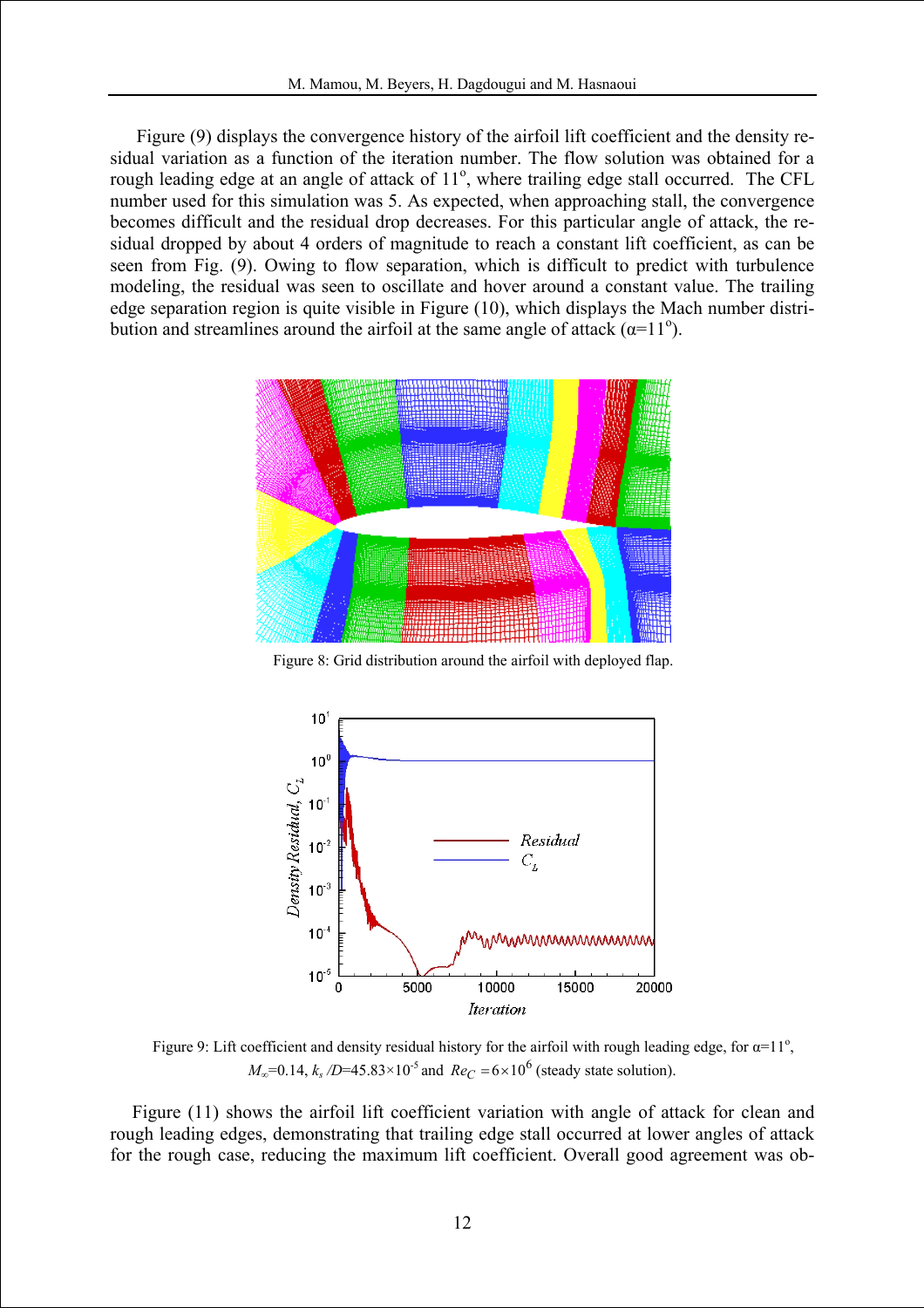Figure (9) displays the convergence history of the airfoil lift coefficient and the density residual variation as a function of the iteration number. The flow solution was obtained for a rough leading edge at an angle of attack of 11$^o$, where trailing edge stall occurred. The CFL number used for this simulation was 5. As expected, when approaching stall, the convergence becomes difficult and the residual drop decreases. For this particular angle of attack, the residual dropped by about 4 orders of magnitude to reach a constant lift coefficient, as can be seen from Fig. (9). Owing to flow separation, which is difficult to predict with turbulence modeling, the residual was seen to oscillate and hover around a constant value. The trailing edge separation region is quite visible in Figure (10), which displays the Mach number distribution and streamlines around the airfoil at the same angle of attack ($\alpha$=11$^o$).

Figure 8: Grid distribution around the airfoil with deployed flap.

Figure 9: Lift coefficient and density residual history for the airfoil with rough leading edge, for $\alpha$=11$^o$, $M_\infty$=0.14, $k_s/D$=45.83×10$^{-5}$ and $Re_C = 6\times10^6$ (steady state solution).

Figure (11) shows the airfoil lift coefficient variation with angle of attack for clean and rough leading edges, demonstrating that trailing edge stall occurred at lower angles of attack for the rough case, reducing the maximum lift coefficient. Overall good agreement was ob-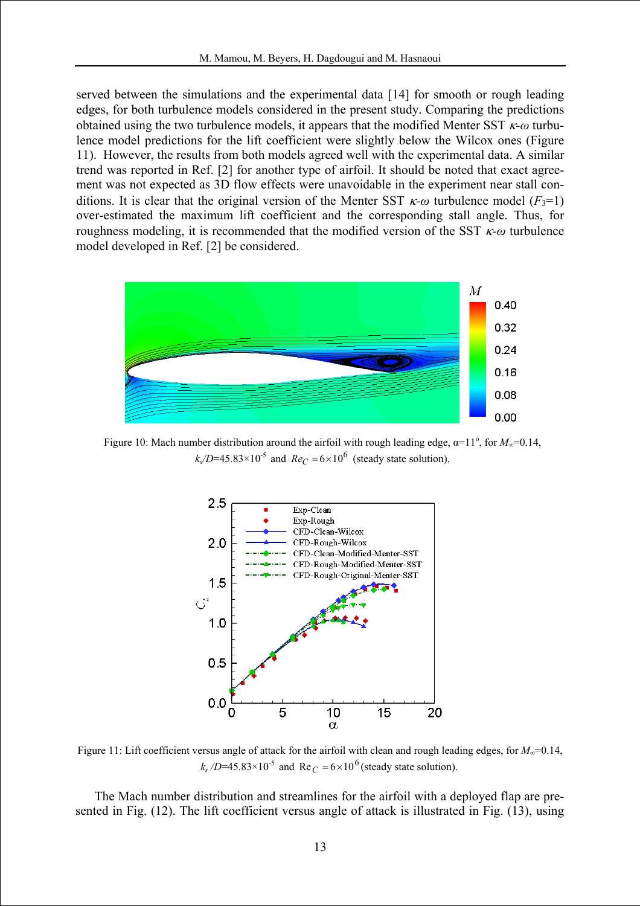served between the simulations and the experimental data [14] for smooth or rough leading edges, for both turbulence models considered in the present study. Comparing the predictions obtained using the two turbulence models, it appears that the modified Menter SST $\kappa$-$\omega$ turbulence model predictions for the lift coefficient were slightly below the Wilcox ones (Figure 11). However, the results from both models agreed well with the experimental data. A similar trend was reported in Ref. [2] for another type of airfoil. It should be noted that exact agreement was not expected as 3D flow effects were unavoidable in the experiment near stall conditions. It is clear that the original version of the Menter SST $\kappa$-$\omega$ turbulence model ($F_3$=1) over-estimated the maximum lift coefficient and the corresponding stall angle. Thus, for roughness modeling, it is recommended that the modified version of the SST $\kappa$-$\omega$ turbulence model developed in Ref. [2] be considered.

Figure 10: Mach number distribution around the airfoil with rough leading edge, $\alpha$=11°, for $M_\infty$=0.14, $k_s/D$=45.83×10$^{-5}$ and $Re_C = 6\times10^6$ (steady state solution).

Figure 11: Lift coefficient versus angle of attack for the airfoil with clean and rough leading edges, for $M_\infty$=0.14, $k_s/D$=45.83×10$^{-5}$ and $\mathrm{Re}_C = 6\times10^6$ (steady state solution).

The Mach number distribution and streamlines for the airfoil with a deployed flap are presented in Fig. (12). The lift coefficient versus angle of attack is illustrated in Fig. (13), using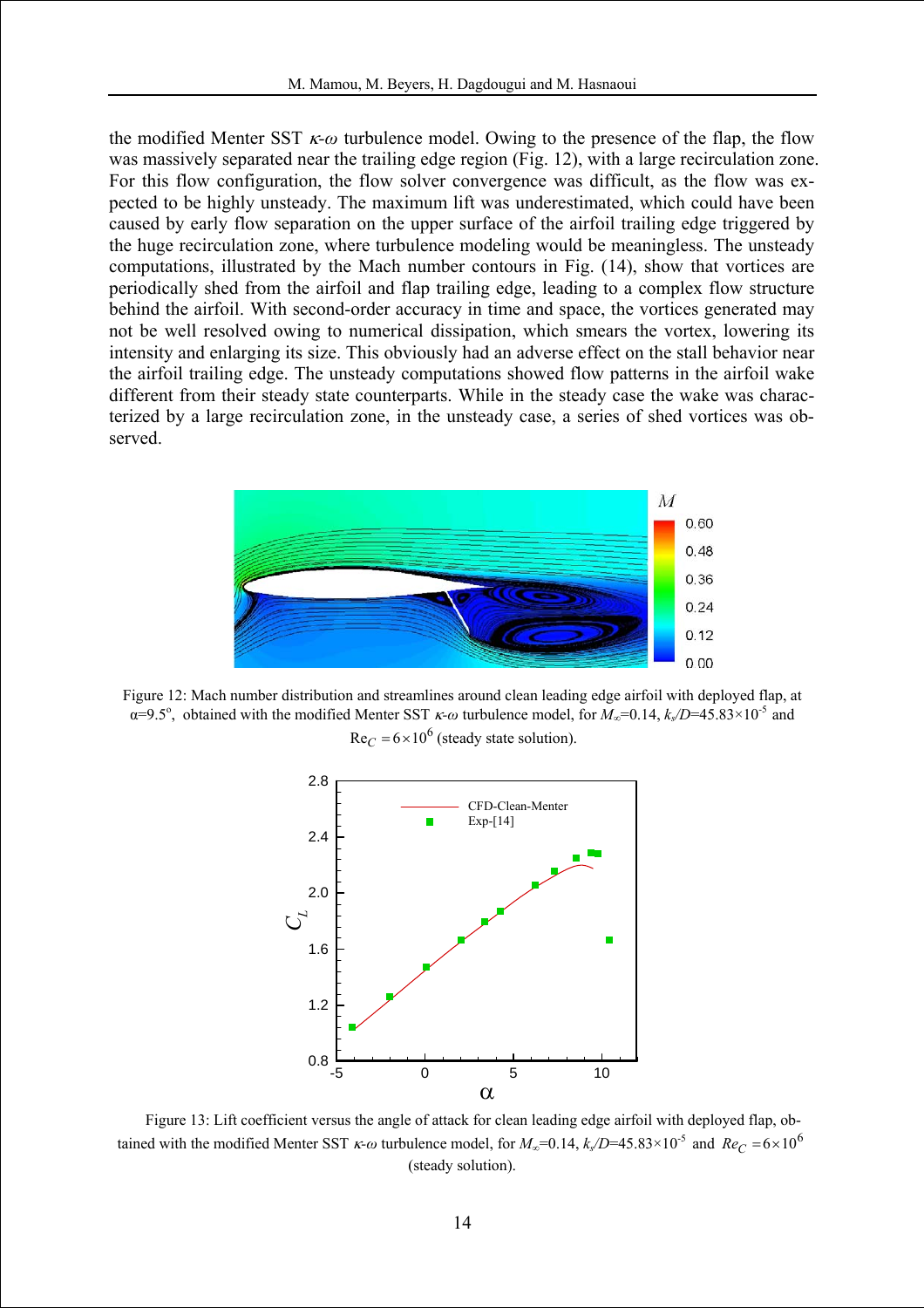the modified Menter SST $\kappa$-$\omega$ turbulence model. Owing to the presence of the flap, the flow was massively separated near the trailing edge region (Fig. 12), with a large recirculation zone. For this flow configuration, the flow solver convergence was difficult, as the flow was expected to be highly unsteady. The maximum lift was underestimated, which could have been caused by early flow separation on the upper surface of the airfoil trailing edge triggered by the huge recirculation zone, where turbulence modeling would be meaningless. The unsteady computations, illustrated by the Mach number contours in Fig. (14), show that vortices are periodically shed from the airfoil and flap trailing edge, leading to a complex flow structure behind the airfoil. With second-order accuracy in time and space, the vortices generated may not be well resolved owing to numerical dissipation, which smears the vortex, lowering its intensity and enlarging its size. This obviously had an adverse effect on the stall behavior near the airfoil trailing edge. The unsteady computations showed flow patterns in the airfoil wake different from their steady state counterparts. While in the steady case the wake was characterized by a large recirculation zone, in the unsteady case, a series of shed vortices was observed.

Figure 12: Mach number distribution and streamlines around clean leading edge airfoil with deployed flap, at $\alpha$=9.5°, obtained with the modified Menter SST $\kappa$-$\omega$ turbulence model, for $M_\infty$=0.14, $k_s/D$=45.83×10$^{-5}$ and $\text{Re}_C = 6 \times 10^6$ (steady state solution).

Figure 13: Lift coefficient versus the angle of attack for clean leading edge airfoil with deployed flap, obtained with the modified Menter SST $\kappa$-$\omega$ turbulence model, for $M_\infty$=0.14, $k_s/D$=45.83×10$^{-5}$ and $Re_C = 6 \times 10^6$ (steady solution).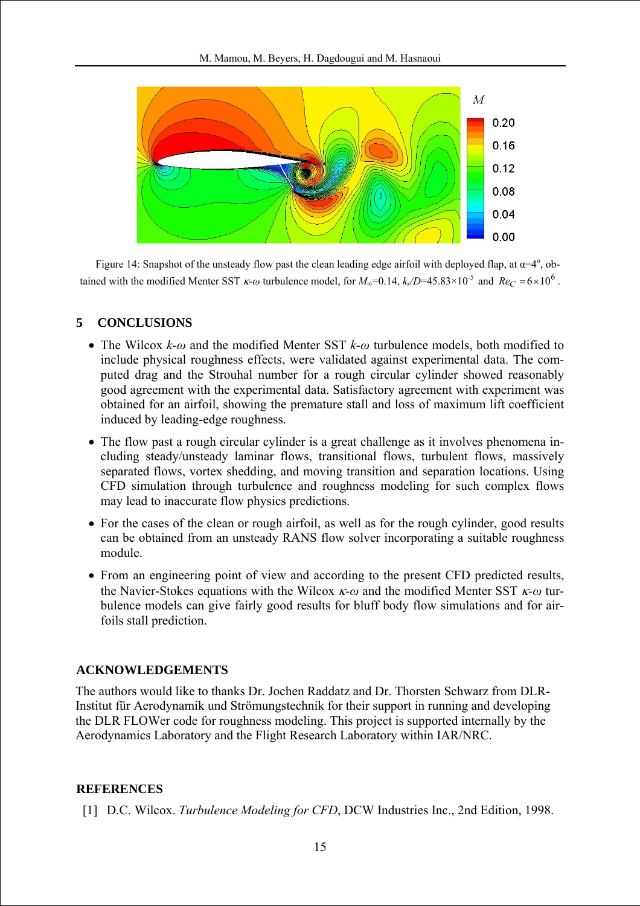Figure 14: Snapshot of the unsteady flow past the clean leading edge airfoil with deployed flap, at $\alpha$=4°, obtained with the modified Menter SST $\kappa$-$\omega$ turbulence model, for $M_\infty$=0.14, $k_s/D$=45.83×10$^{-5}$ and $Re_C = 6\times10^6$.

## 5 CONCLUSIONS

- The Wilcox $k$-$\omega$ and the modified Menter SST $k$-$\omega$ turbulence models, both modified to include physical roughness effects, were validated against experimental data. The computed drag and the Strouhal number for a rough circular cylinder showed reasonably good agreement with the experimental data. Satisfactory agreement with experiment was obtained for an airfoil, showing the premature stall and loss of maximum lift coefficient induced by leading-edge roughness.
- The flow past a rough circular cylinder is a great challenge as it involves phenomena including steady/unsteady laminar flows, transitional flows, turbulent flows, massively separated flows, vortex shedding, and moving transition and separation locations. Using CFD simulation through turbulence and roughness modeling for such complex flows may lead to inaccurate flow physics predictions.
- For the cases of the clean or rough airfoil, as well as for the rough cylinder, good results can be obtained from an unsteady RANS flow solver incorporating a suitable roughness module.
- From an engineering point of view and according to the present CFD predicted results, the Navier-Stokes equations with the Wilcox $\kappa$-$\omega$ and the modified Menter SST $\kappa$-$\omega$ turbulence models can give fairly good results for bluff body flow simulations and for airfoils stall prediction.

## ACKNOWLEDGEMENTS

The authors would like to thanks Dr. Jochen Raddatz and Dr. Thorsten Schwarz from DLR-Institut für Aerodynamik und Strömungstechnik for their support in running and developing the DLR FLOWer code for roughness modeling. This project is supported internally by the Aerodynamics Laboratory and the Flight Research Laboratory within IAR/NRC.

## REFERENCES

[1] D.C. Wilcox. *Turbulence Modeling for CFD*, DCW Industries Inc., 2nd Edition, 1998.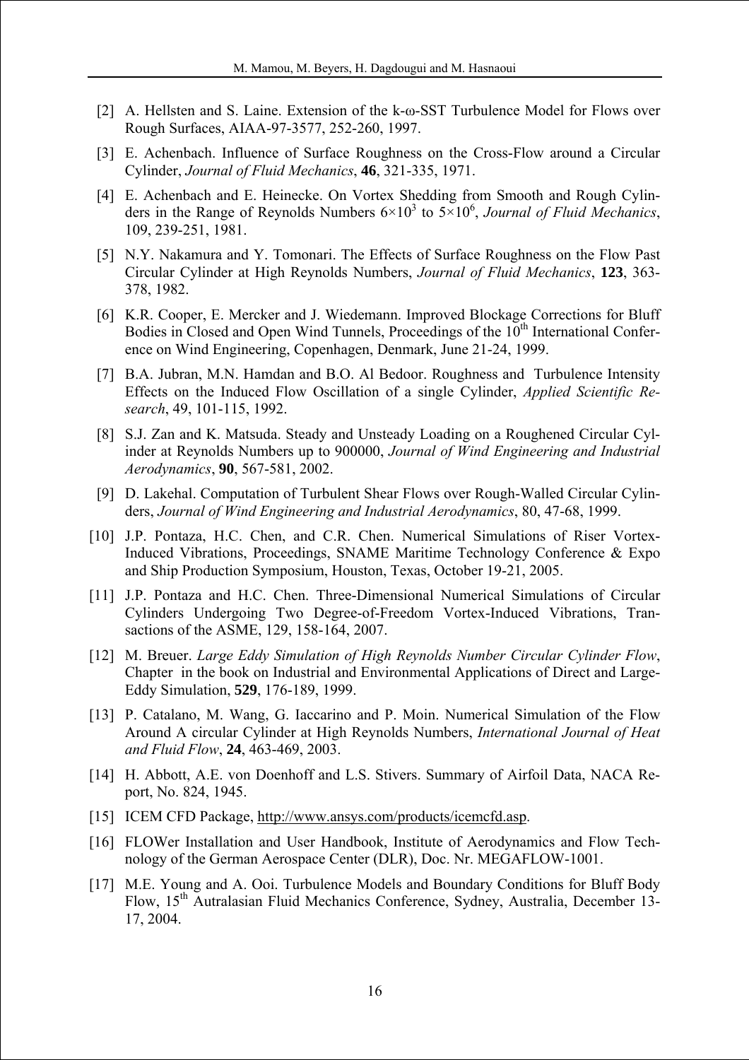[2] A. Hellsten and S. Laine. Extension of the k-ω-SST Turbulence Model for Flows over Rough Surfaces, AIAA-97-3577, 252-260, 1997.

[3] E. Achenbach. Influence of Surface Roughness on the Cross-Flow around a Circular Cylinder, *Journal of Fluid Mechanics*, **46**, 321-335, 1971.

[4] E. Achenbach and E. Heinecke. On Vortex Shedding from Smooth and Rough Cylinders in the Range of Reynolds Numbers $6\times10^3$ to $5\times10^6$, *Journal of Fluid Mechanics*, 109, 239-251, 1981.

[5] N.Y. Nakamura and Y. Tomonari. The Effects of Surface Roughness on the Flow Past Circular Cylinder at High Reynolds Numbers, *Journal of Fluid Mechanics*, **123**, 363-378, 1982.

[6] K.R. Cooper, E. Mercker and J. Wiedemann. Improved Blockage Corrections for Bluff Bodies in Closed and Open Wind Tunnels, Proceedings of the 10th International Conference on Wind Engineering, Copenhagen, Denmark, June 21-24, 1999.

[7] B.A. Jubran, M.N. Hamdan and B.O. Al Bedoor. Roughness and Turbulence Intensity Effects on the Induced Flow Oscillation of a single Cylinder, *Applied Scientific Research*, 49, 101-115, 1992.

[8] S.J. Zan and K. Matsuda. Steady and Unsteady Loading on a Roughened Circular Cylinder at Reynolds Numbers up to 900000, *Journal of Wind Engineering and Industrial Aerodynamics*, **90**, 567-581, 2002.

[9] D. Lakehal. Computation of Turbulent Shear Flows over Rough-Walled Circular Cylinders, *Journal of Wind Engineering and Industrial Aerodynamics*, 80, 47-68, 1999.

[10] J.P. Pontaza, H.C. Chen, and C.R. Chen. Numerical Simulations of Riser Vortex-Induced Vibrations, Proceedings, SNAME Maritime Technology Conference & Expo and Ship Production Symposium, Houston, Texas, October 19-21, 2005.

[11] J.P. Pontaza and H.C. Chen. Three-Dimensional Numerical Simulations of Circular Cylinders Undergoing Two Degree-of-Freedom Vortex-Induced Vibrations, Transactions of the ASME, 129, 158-164, 2007.

[12] M. Breuer. *Large Eddy Simulation of High Reynolds Number Circular Cylinder Flow*, Chapter in the book on Industrial and Environmental Applications of Direct and Large-Eddy Simulation, **529**, 176-189, 1999.

[13] P. Catalano, M. Wang, G. Iaccarino and P. Moin. Numerical Simulation of the Flow Around A circular Cylinder at High Reynolds Numbers, *International Journal of Heat and Fluid Flow*, **24**, 463-469, 2003.

[14] H. Abbott, A.E. von Doenhoff and L.S. Stivers. Summary of Airfoil Data, NACA Report, No. 824, 1945.

[15] ICEM CFD Package, http://www.ansys.com/products/icemcfd.asp.

[16] FLOWer Installation and User Handbook, Institute of Aerodynamics and Flow Technology of the German Aerospace Center (DLR), Doc. Nr. MEGAFLOW-1001.

[17] M.E. Young and A. Ooi. Turbulence Models and Boundary Conditions for Bluff Body Flow, 15th Autralasian Fluid Mechanics Conference, Sydney, Australia, December 13-17, 2004.